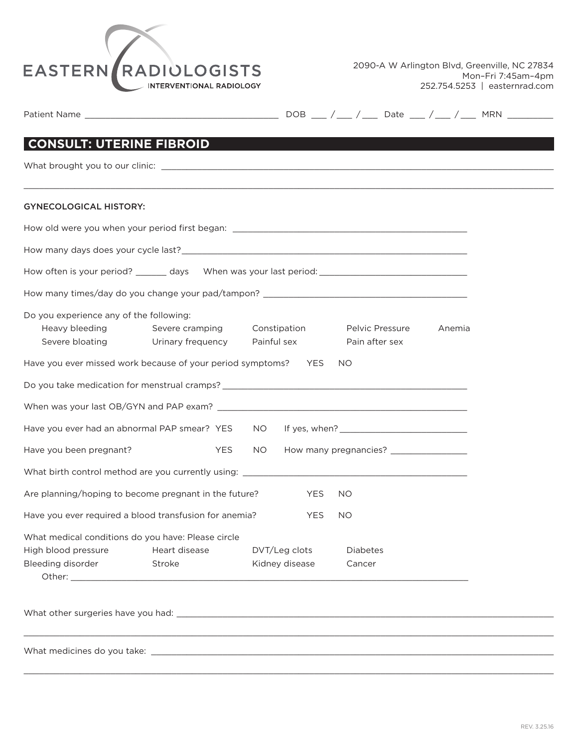EASTERN RADIOLOGISTS
INTERVENTIONAL RADIOLOGY

2090-A W Arlington Blvd, Greenville, NC 27834
Mon–Fri 7:45am–4pm
252.754.5253 | easternrad.com

Patient Name ________________________________________ DOB ___ /___ /___ Date ___ /___ /___ MRN _________

## CONSULT: UTERINE FIBROID

What brought you to our clinic: ________________________________________________________________________________

________________________________________________________________________________________________

GYNECOLOGICAL HISTORY:

How old were you when your period first began: __________________________________________________

How many days does your cycle last?______________________________________________________________

How often is your period? ______ days When was your last period: ______________________________

How many times/day do you change your pad/tampon? __________________________________________

Do you experience any of the following:

Heavy bleeding | Severe cramping | Constipation | Pelvic Pressure | Anemia

Severe bloating | Urinary frequency | Painful sex | Pain after sex

Have you ever missed work because of your period symptoms? YES NO

Do you take medication for menstrual cramps? _____________________________________________________

When was your last OB/GYN and PAP exam? ______________________________________________________

Have you ever had an abnormal PAP smear? YES NO If yes, when? __________________________

Have you been pregnant? YES NO How many pregnancies? _______________

What birth control method are you currently using: _____________________________________________

Are planning/hoping to become pregnant in the future? YES NO

Have you ever required a blood transfusion for anemia? YES NO

What medical conditions do you have: Please circle

High blood pressure | Heart disease | DVT/Leg clots | Diabetes

Bleeding disorder | Stroke | Kidney disease | Cancer

Other: ________________________________________________________________________________

What other surgeries have you had: ______________________________________________________________

________________________________________________________________________________________________

What medicines do you take: ___________________________________________________________________

________________________________________________________________________________________________

REV. 3.25.16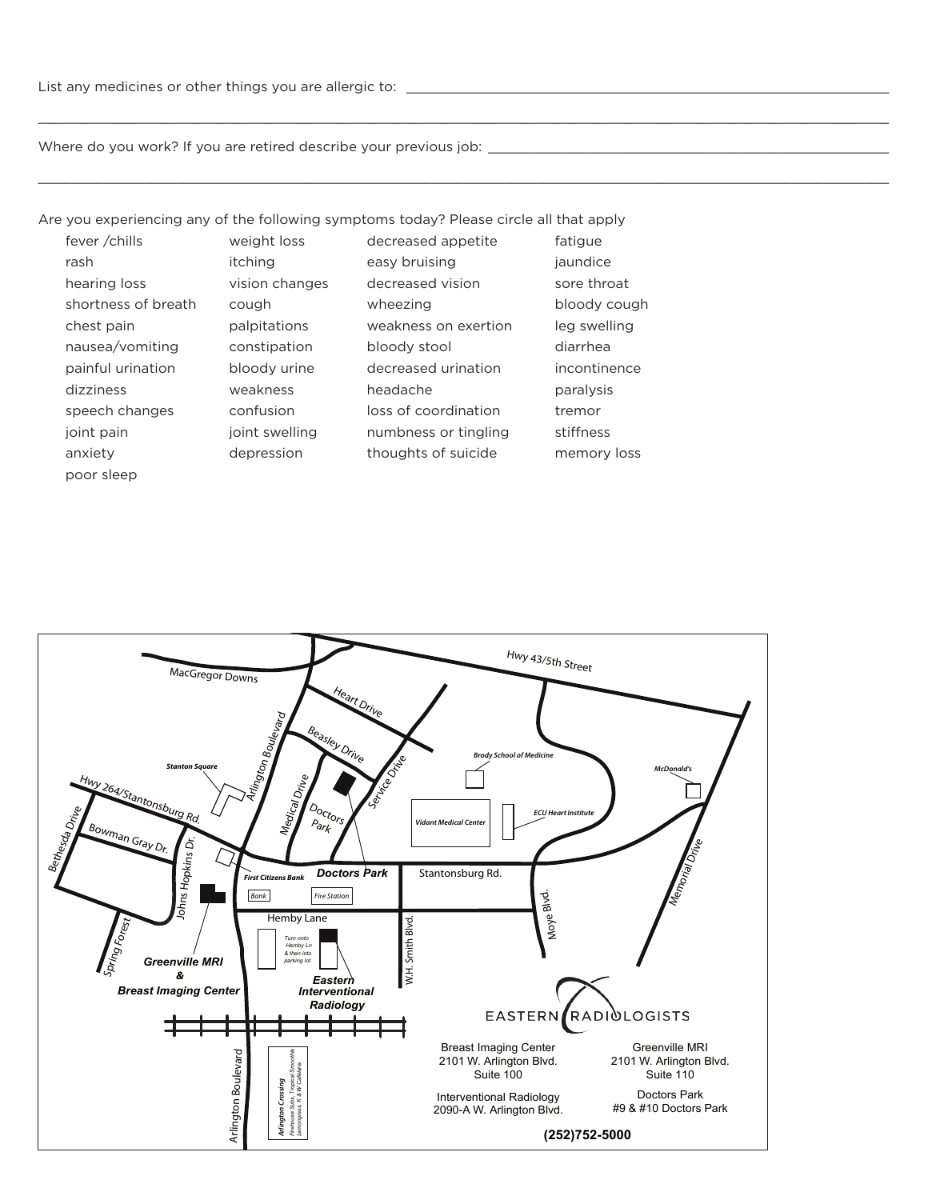List any medicines or other things you are allergic to: ______________________________________________

______________________________________________________________________________

Where do you work? If you are retired describe your previous job: ________________________________

______________________________________________________________________________

Are you experiencing any of the following symptoms today? Please circle all that apply

| | | | |
|---|---|---|---|
| fever /chills | weight loss | decreased appetite | fatigue |
| rash | itching | easy bruising | jaundice |
| hearing loss | vision changes | decreased vision | sore throat |
| shortness of breath | cough | wheezing | bloody cough |
| chest pain | palpitations | weakness on exertion | leg swelling |
| nausea/vomiting | constipation | bloody stool | diarrhea |
| painful urination | bloody urine | decreased urination | incontinence |
| dizziness | weakness | headache | paralysis |
| speech changes | confusion | loss of coordination | tremor |
| joint pain | joint swelling | numbness or tingling | stiffness |
| anxiety | depression | thoughts of suicide | memory loss |
| poor sleep | | | |

Hwy 43/5th Street
MacGregor Downs
Heart Drive
Beasley Drive
Arlington Boulevard
Service Drive
Medical Drive
Doctors Park
Stanton Square
Brody School of Medicine
McDonald's
Hwy 264/Stantonsburg Rd.
Vidant Medical Center
ECU Heart Institute
Bethesda Drive
Bowman Gray Dr.
Johns Hopkins Dr.
First Citizens Bank
Doctors Park
Stantonsburg Rd.
Memorial Drive
Bank
Fire Station
Hemby Lane
Moye Blvd.
Spring Forest
Turn onto Hemby Ln & then into parking lot
W.H. Smith Blvd.
Greenville MRI & Breast Imaging Center
Eastern Interventional Radiology
Arlington Boulevard
Arlington Crossing
Firehouse Subs, Tropical Smoothie Lemongrass, K & W Cafeteria

EASTERN RADIOLOGISTS

Breast Imaging Center
2101 W. Arlington Blvd.
Suite 100

Greenville MRI
2101 W. Arlington Blvd.
Suite 110

Interventional Radiology
2090-A W. Arlington Blvd.

Doctors Park
#9 & #10 Doctors Park

**(252)752-5000**